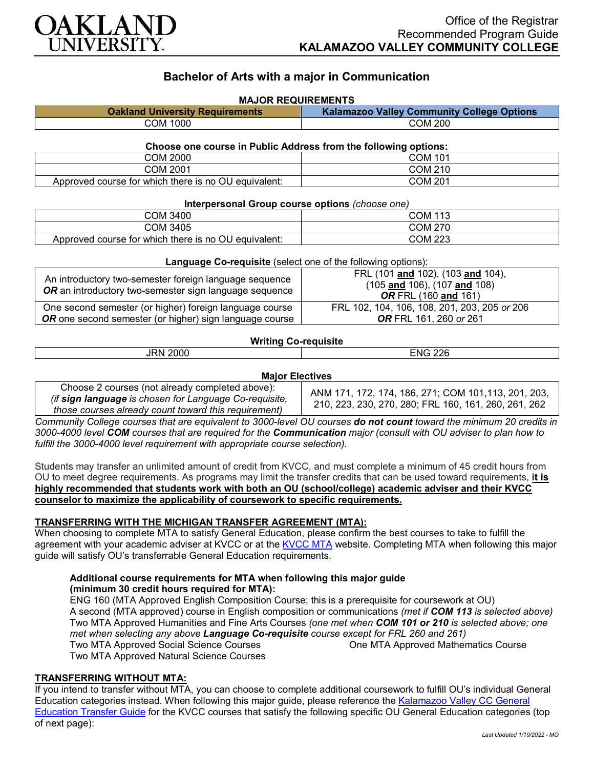OAKLAND UNIVERSITY

Office of the Registrar
Recommended Program Guide
**KALAMAZOO VALLEY COMMUNITY COLLEGE**

## Bachelor of Arts with a major in Communication

### MAJOR REQUIREMENTS

| Oakland University Requirements | Kalamazoo Valley Community College Options |
|---|---|
| COM 1000 | COM 200 |

**Choose one course in Public Address from the following options:**

| | |
|---|---|
| COM 2000 | COM 101 |
| COM 2001 | COM 210 |
| Approved course for which there is no OU equivalent: | COM 201 |

**Interpersonal Group course options** *(choose one)*

| | |
|---|---|
| COM 3400 | COM 113 |
| COM 3405 | COM 270 |
| Approved course for which there is no OU equivalent: | COM 223 |

**Language Co-requisite** (select one of the following options):

| | |
|---|---|
| An introductory two-semester foreign language sequence ***OR*** an introductory two-semester sign language sequence | FRL (101 **and** 102), (103 **and** 104), (105 **and** 106), (107 **and** 108) ***OR*** FRL (160 **and** 161) |
| One second semester (or higher) foreign language course ***OR*** one second semester (or higher) sign language course | FRL 102, 104, 106, 108, 201, 203, 205 *or* 206 ***OR*** FRL 161, 260 *or* 261 |

**Writing Co-requisite**

| | |
|---|---|
| JRN 2000 | ENG 226 |

**Major Electives**

| | |
|---|---|
| Choose 2 courses (not already completed above): *(if **sign language** is chosen for Language Co-requisite, those courses already count toward this requirement)* | ANM 171, 172, 174, 186, 271; COM 101,113, 201, 203, 210, 223, 230, 270, 280; FRL 160, 161, 260, 261, 262 |

*Community College courses that are equivalent to 3000-level OU courses **do not count** toward the minimum 20 credits in 3000-4000 level **COM** courses that are required for the **Communication** major (consult with OU adviser to plan how to fulfill the 3000-4000 level requirement with appropriate course selection).*

Students may transfer an unlimited amount of credit from KVCC, and must complete a minimum of 45 credit hours from OU to meet degree requirements. As programs may limit the transfer credits that can be used toward requirements, **it is highly recommended that students work with both an OU (school/college) academic adviser and their KVCC counselor to maximize the applicability of coursework to specific requirements.**

### TRANSFERRING WITH THE MICHIGAN TRANSFER AGREEMENT (MTA):

When choosing to complete MTA to satisfy General Education, please confirm the best courses to take to fulfill the agreement with your academic adviser at KVCC or at the KVCC MTA website. Completing MTA when following this major guide will satisfy OU's transferrable General Education requirements.

**Additional course requirements for MTA when following this major guide (minimum 30 credit hours required for MTA):**

ENG 160 (MTA Approved English Composition Course; this is a prerequisite for coursework at OU)
A second (MTA approved) course in English composition or communications *(met if **COM 113** is selected above)*
Two MTA Approved Humanities and Fine Arts Courses *(one met when **COM 101 or 210** is selected above; one met when selecting any above **Language Co-requisite** course except for FRL 260 and 261)*
Two MTA Approved Social Science Courses
One MTA Approved Mathematics Course
Two MTA Approved Natural Science Courses

### TRANSFERRING WITHOUT MTA:

If you intend to transfer without MTA, you can choose to complete additional coursework to fulfill OU's individual General Education categories instead. When following this major guide, please reference the Kalamazoo Valley CC General Education Transfer Guide for the KVCC courses that satisfy the following specific OU General Education categories (top of next page):

*Last Updated 1/19/2022 - MO*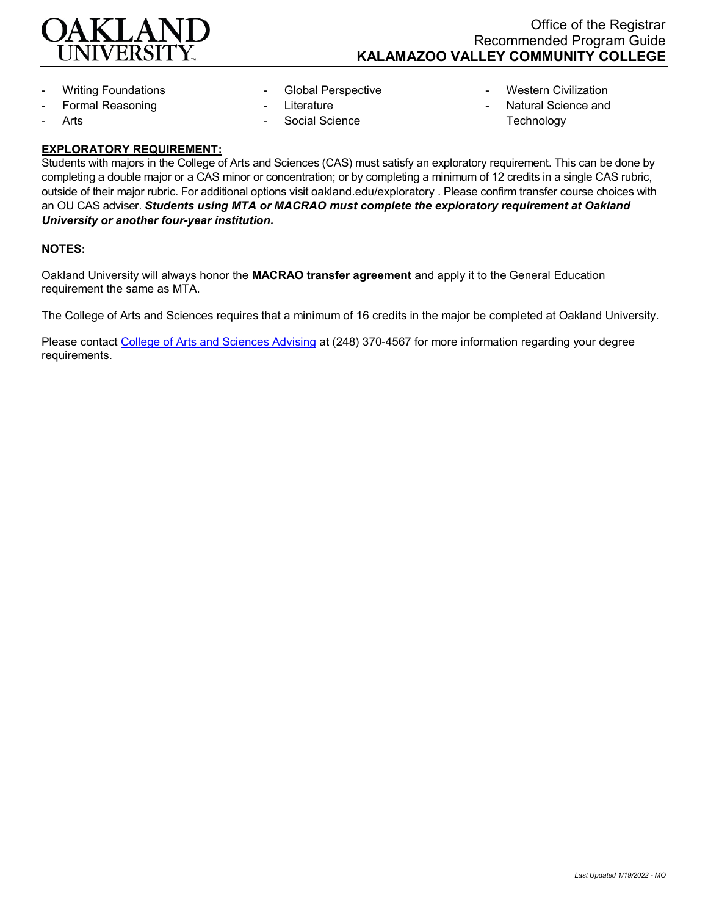- Writing Foundations
- Formal Reasoning
- Arts
- Global Perspective
- Literature
- Social Science
- Western Civilization
- Natural Science and Technology

**EXPLORATORY REQUIREMENT:**

Students with majors in the College of Arts and Sciences (CAS) must satisfy an exploratory requirement. This can be done by completing a double major or a CAS minor or concentration; or by completing a minimum of 12 credits in a single CAS rubric, outside of their major rubric. For additional options visit oakland.edu/exploratory . Please confirm transfer course choices with an OU CAS adviser. ***Students using MTA or MACRAO must complete the exploratory requirement at Oakland University or another four-year institution.***

**NOTES:**

Oakland University will always honor the **MACRAO transfer agreement** and apply it to the General Education requirement the same as MTA.

The College of Arts and Sciences requires that a minimum of 16 credits in the major be completed at Oakland University.

Please contact College of Arts and Sciences Advising at (248) 370-4567 for more information regarding your degree requirements.

*Last Updated 1/19/2022 - MO*